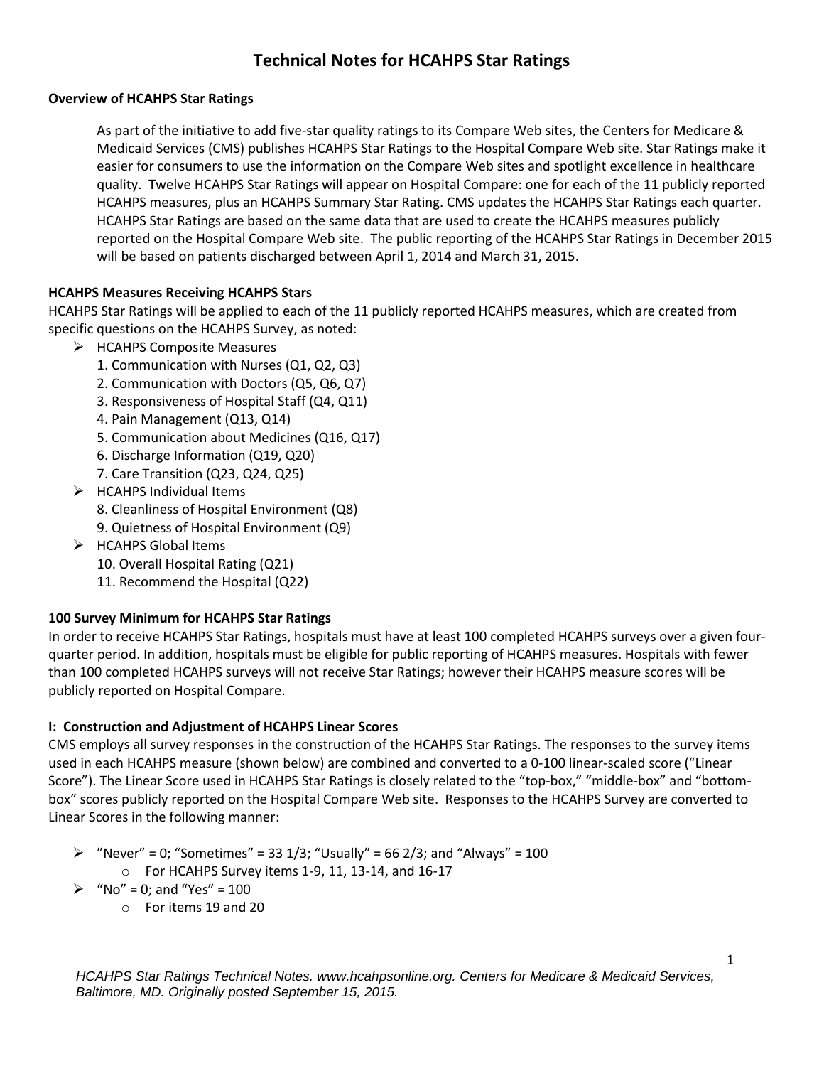# Technical Notes for HCAHPS Star Ratings

**Overview of HCAHPS Star Ratings**

As part of the initiative to add five-star quality ratings to its Compare Web sites, the Centers for Medicare & Medicaid Services (CMS) publishes HCAHPS Star Ratings to the Hospital Compare Web site. Star Ratings make it easier for consumers to use the information on the Compare Web sites and spotlight excellence in healthcare quality. Twelve HCAHPS Star Ratings will appear on Hospital Compare: one for each of the 11 publicly reported HCAHPS measures, plus an HCAHPS Summary Star Rating. CMS updates the HCAHPS Star Ratings each quarter. HCAHPS Star Ratings are based on the same data that are used to create the HCAHPS measures publicly reported on the Hospital Compare Web site. The public reporting of the HCAHPS Star Ratings in December 2015 will be based on patients discharged between April 1, 2014 and March 31, 2015.

**HCAHPS Measures Receiving HCAHPS Stars**

HCAHPS Star Ratings will be applied to each of the 11 publicly reported HCAHPS measures, which are created from specific questions on the HCAHPS Survey, as noted:

- HCAHPS Composite Measures
  1. Communication with Nurses (Q1, Q2, Q3)
  2. Communication with Doctors (Q5, Q6, Q7)
  3. Responsiveness of Hospital Staff (Q4, Q11)
  4. Pain Management (Q13, Q14)
  5. Communication about Medicines (Q16, Q17)
  6. Discharge Information (Q19, Q20)
  7. Care Transition (Q23, Q24, Q25)
- HCAHPS Individual Items
  8. Cleanliness of Hospital Environment (Q8)
  9. Quietness of Hospital Environment (Q9)
- HCAHPS Global Items
  10. Overall Hospital Rating (Q21)
  11. Recommend the Hospital (Q22)

**100 Survey Minimum for HCAHPS Star Ratings**

In order to receive HCAHPS Star Ratings, hospitals must have at least 100 completed HCAHPS surveys over a given four-quarter period. In addition, hospitals must be eligible for public reporting of HCAHPS measures. Hospitals with fewer than 100 completed HCAHPS surveys will not receive Star Ratings; however their HCAHPS measure scores will be publicly reported on Hospital Compare.

**I: Construction and Adjustment of HCAHPS Linear Scores**

CMS employs all survey responses in the construction of the HCAHPS Star Ratings. The responses to the survey items used in each HCAHPS measure (shown below) are combined and converted to a 0-100 linear-scaled score ("Linear Score"). The Linear Score used in HCAHPS Star Ratings is closely related to the "top-box," "middle-box" and "bottom-box" scores publicly reported on the Hospital Compare Web site. Responses to the HCAHPS Survey are converted to Linear Scores in the following manner:

- "Never" = 0; "Sometimes" = 33 1/3; "Usually" = 66 2/3; and "Always" = 100
  - For HCAHPS Survey items 1-9, 11, 13-14, and 16-17
- "No" = 0; and "Yes" = 100
  - For items 19 and 20

*HCAHPS Star Ratings Technical Notes. www.hcahpsonline.org. Centers for Medicare & Medicaid Services, Baltimore, MD. Originally posted September 15, 2015.*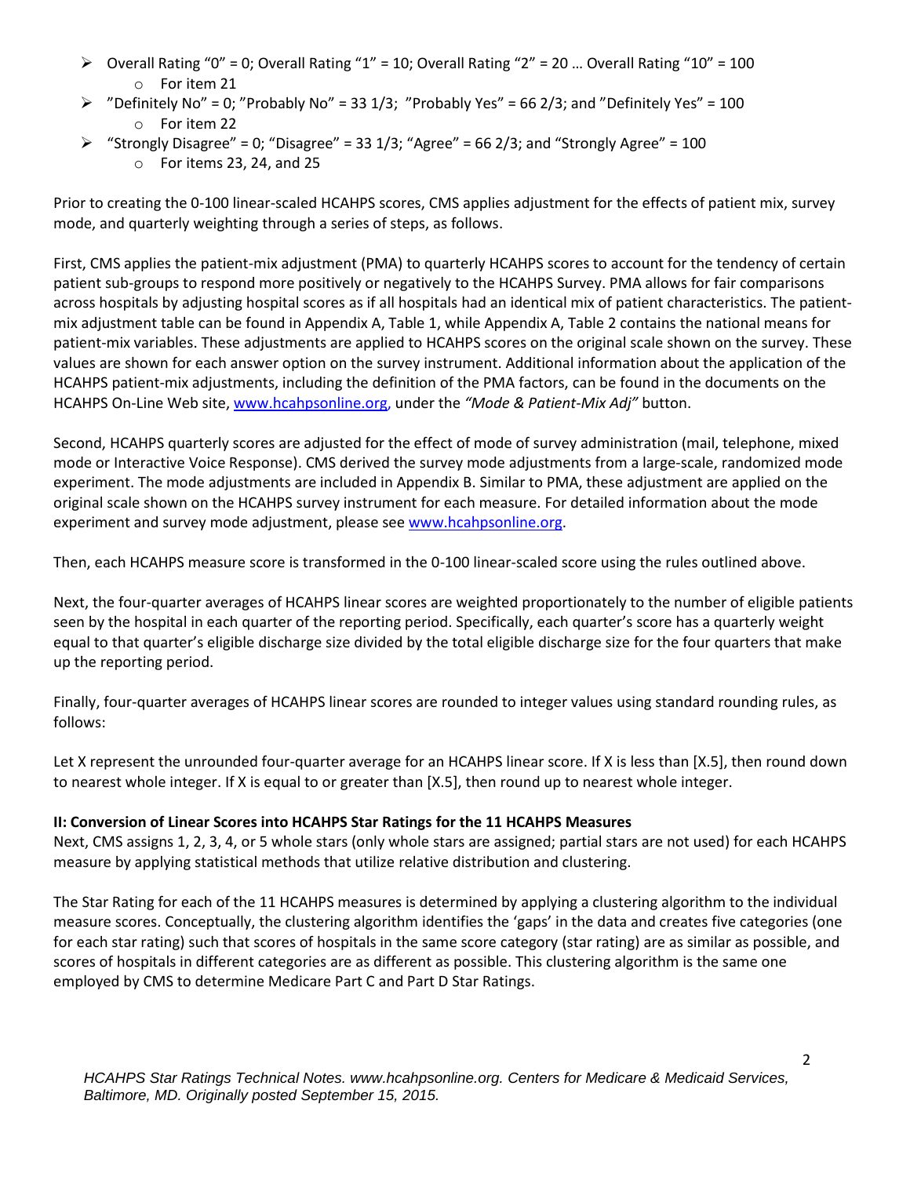- Overall Rating "0" = 0; Overall Rating "1" = 10; Overall Rating "2" = 20 … Overall Rating "10" = 100
  - For item 21
- "Definitely No" = 0; "Probably No" = 33 1/3; "Probably Yes" = 66 2/3; and "Definitely Yes" = 100
  - For item 22
- "Strongly Disagree" = 0; "Disagree" = 33 1/3; "Agree" = 66 2/3; and "Strongly Agree" = 100
  - For items 23, 24, and 25

Prior to creating the 0-100 linear-scaled HCAHPS scores, CMS applies adjustment for the effects of patient mix, survey mode, and quarterly weighting through a series of steps, as follows.

First, CMS applies the patient-mix adjustment (PMA) to quarterly HCAHPS scores to account for the tendency of certain patient sub-groups to respond more positively or negatively to the HCAHPS Survey. PMA allows for fair comparisons across hospitals by adjusting hospital scores as if all hospitals had an identical mix of patient characteristics. The patient-mix adjustment table can be found in Appendix A, Table 1, while Appendix A, Table 2 contains the national means for patient-mix variables. These adjustments are applied to HCAHPS scores on the original scale shown on the survey. These values are shown for each answer option on the survey instrument. Additional information about the application of the HCAHPS patient-mix adjustments, including the definition of the PMA factors, can be found in the documents on the HCAHPS On-Line Web site, www.hcahpsonline.org, under the *"Mode & Patient-Mix Adj"* button.

Second, HCAHPS quarterly scores are adjusted for the effect of mode of survey administration (mail, telephone, mixed mode or Interactive Voice Response). CMS derived the survey mode adjustments from a large-scale, randomized mode experiment. The mode adjustments are included in Appendix B. Similar to PMA, these adjustment are applied on the original scale shown on the HCAHPS survey instrument for each measure. For detailed information about the mode experiment and survey mode adjustment, please see www.hcahpsonline.org.

Then, each HCAHPS measure score is transformed in the 0-100 linear-scaled score using the rules outlined above.

Next, the four-quarter averages of HCAHPS linear scores are weighted proportionately to the number of eligible patients seen by the hospital in each quarter of the reporting period. Specifically, each quarter's score has a quarterly weight equal to that quarter's eligible discharge size divided by the total eligible discharge size for the four quarters that make up the reporting period.

Finally, four-quarter averages of HCAHPS linear scores are rounded to integer values using standard rounding rules, as follows:

Let X represent the unrounded four-quarter average for an HCAHPS linear score. If X is less than [X.5], then round down to nearest whole integer. If X is equal to or greater than [X.5], then round up to nearest whole integer.

**II: Conversion of Linear Scores into HCAHPS Star Ratings for the 11 HCAHPS Measures**

Next, CMS assigns 1, 2, 3, 4, or 5 whole stars (only whole stars are assigned; partial stars are not used) for each HCAHPS measure by applying statistical methods that utilize relative distribution and clustering.

The Star Rating for each of the 11 HCAHPS measures is determined by applying a clustering algorithm to the individual measure scores. Conceptually, the clustering algorithm identifies the 'gaps' in the data and creates five categories (one for each star rating) such that scores of hospitals in the same score category (star rating) are as similar as possible, and scores of hospitals in different categories are as different as possible. This clustering algorithm is the same one employed by CMS to determine Medicare Part C and Part D Star Ratings.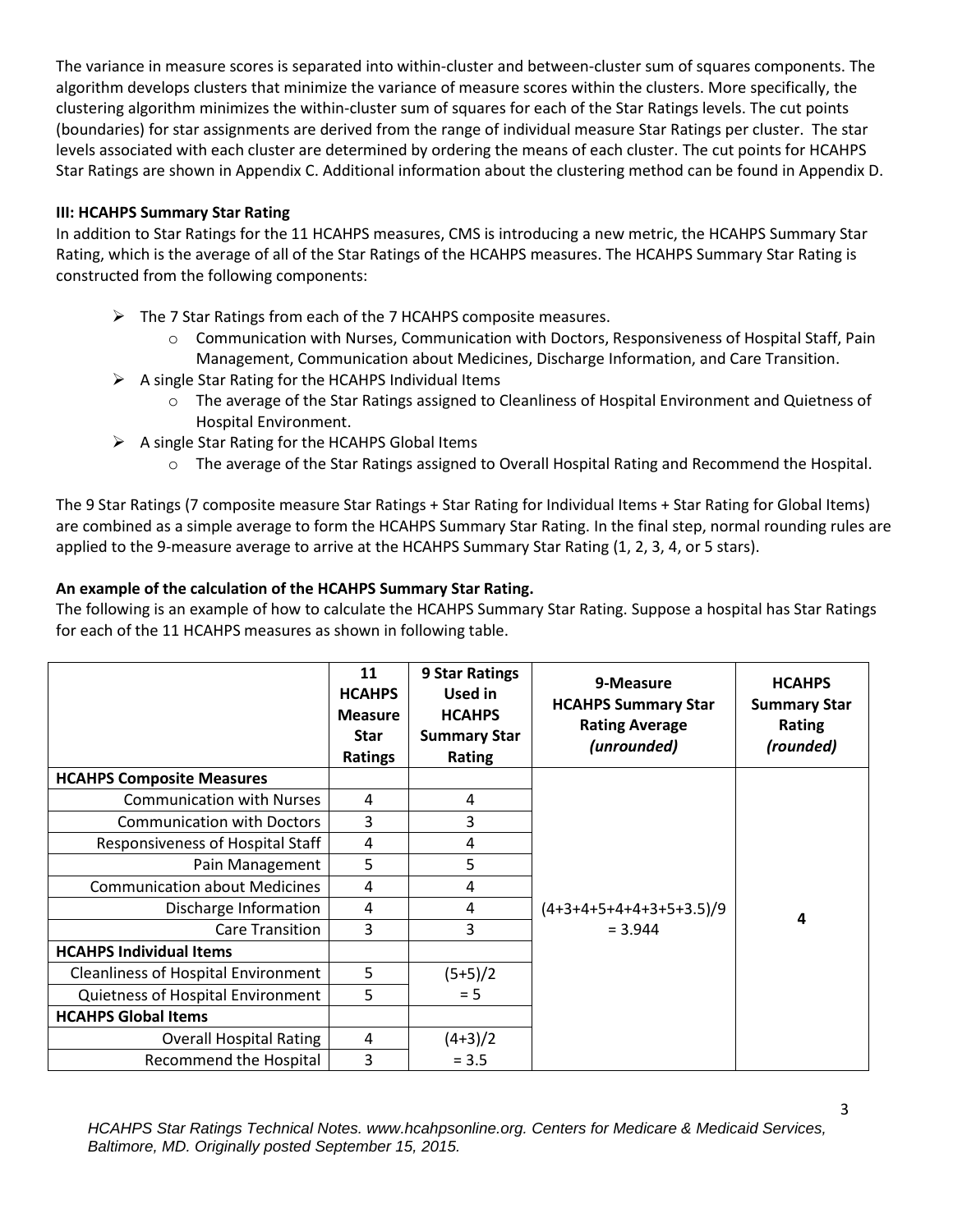The variance in measure scores is separated into within-cluster and between-cluster sum of squares components. The algorithm develops clusters that minimize the variance of measure scores within the clusters. More specifically, the clustering algorithm minimizes the within-cluster sum of squares for each of the Star Ratings levels. The cut points (boundaries) for star assignments are derived from the range of individual measure Star Ratings per cluster. The star levels associated with each cluster are determined by ordering the means of each cluster. The cut points for HCAHPS Star Ratings are shown in Appendix C. Additional information about the clustering method can be found in Appendix D.

### III: HCAHPS Summary Star Rating

In addition to Star Ratings for the 11 HCAHPS measures, CMS is introducing a new metric, the HCAHPS Summary Star Rating, which is the average of all of the Star Ratings of the HCAHPS measures. The HCAHPS Summary Star Rating is constructed from the following components:

- The 7 Star Ratings from each of the 7 HCAHPS composite measures.
  - Communication with Nurses, Communication with Doctors, Responsiveness of Hospital Staff, Pain Management, Communication about Medicines, Discharge Information, and Care Transition.
- A single Star Rating for the HCAHPS Individual Items
  - The average of the Star Ratings assigned to Cleanliness of Hospital Environment and Quietness of Hospital Environment.
- A single Star Rating for the HCAHPS Global Items
  - The average of the Star Ratings assigned to Overall Hospital Rating and Recommend the Hospital.

The 9 Star Ratings (7 composite measure Star Ratings + Star Rating for Individual Items + Star Rating for Global Items) are combined as a simple average to form the HCAHPS Summary Star Rating. In the final step, normal rounding rules are applied to the 9-measure average to arrive at the HCAHPS Summary Star Rating (1, 2, 3, 4, or 5 stars).

**An example of the calculation of the HCAHPS Summary Star Rating.**

The following is an example of how to calculate the HCAHPS Summary Star Rating. Suppose a hospital has Star Ratings for each of the 11 HCAHPS measures as shown in following table.

| | 11 HCAHPS Measure Star Ratings | 9 Star Ratings Used in HCAHPS Summary Star Rating | 9-Measure HCAHPS Summary Star Rating Average *(unrounded)* | HCAHPS Summary Star Rating *(rounded)* |
|---|---|---|---|---|
| **HCAHPS Composite Measures** | | | | |
| Communication with Nurses | 4 | 4 | | |
| Communication with Doctors | 3 | 3 | | |
| Responsiveness of Hospital Staff | 4 | 4 | | |
| Pain Management | 5 | 5 | | |
| Communication about Medicines | 4 | 4 | | |
| Discharge Information | 4 | 4 | (4+3+4+5+4+4+3+5+3.5)/9 = 3.944 | **4** |
| Care Transition | 3 | 3 | | |
| **HCAHPS Individual Items** | | | | |
| Cleanliness of Hospital Environment | 5 | (5+5)/2 = 5 | | |
| Quietness of Hospital Environment | 5 | | | |
| **HCAHPS Global Items** | | | | |
| Overall Hospital Rating | 4 | (4+3)/2 = 3.5 | | |
| Recommend the Hospital | 3 | | | |

*HCAHPS Star Ratings Technical Notes. www.hcahpsonline.org. Centers for Medicare & Medicaid Services, Baltimore, MD. Originally posted September 15, 2015.*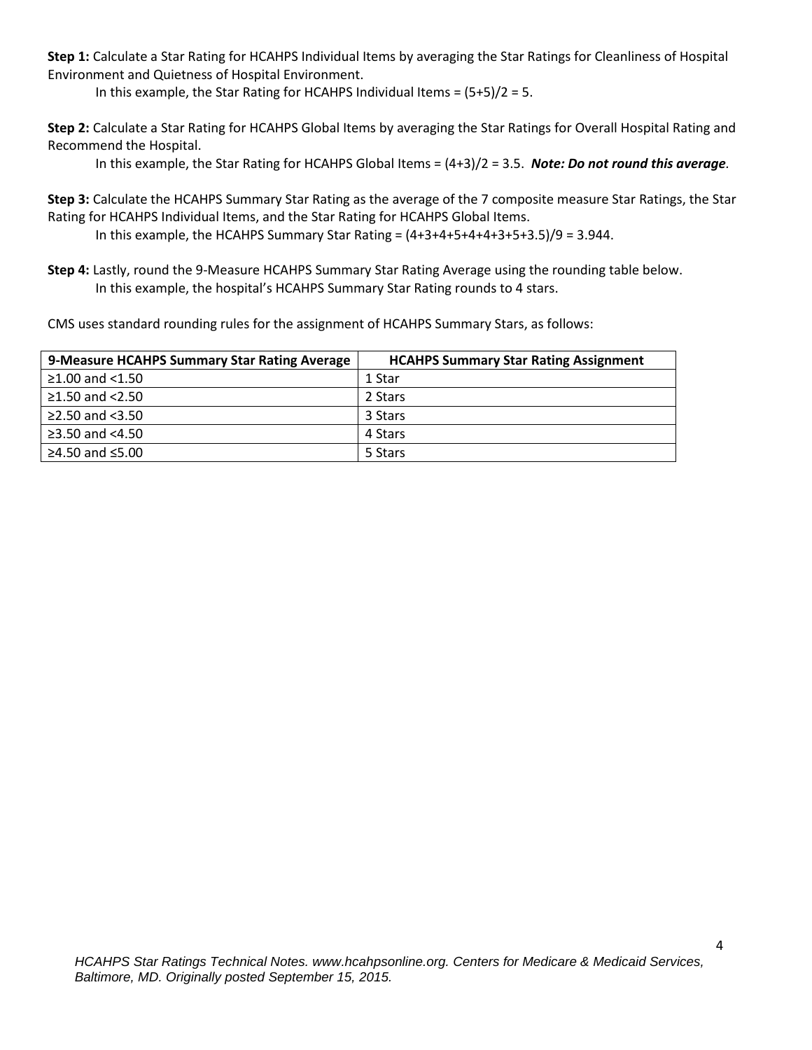**Step 1:** Calculate a Star Rating for HCAHPS Individual Items by averaging the Star Ratings for Cleanliness of Hospital Environment and Quietness of Hospital Environment.

In this example, the Star Rating for HCAHPS Individual Items = (5+5)/2 = 5.

**Step 2:** Calculate a Star Rating for HCAHPS Global Items by averaging the Star Ratings for Overall Hospital Rating and Recommend the Hospital.

In this example, the Star Rating for HCAHPS Global Items = (4+3)/2 = 3.5. ***Note: Do not round this average.***

**Step 3:** Calculate the HCAHPS Summary Star Rating as the average of the 7 composite measure Star Ratings, the Star Rating for HCAHPS Individual Items, and the Star Rating for HCAHPS Global Items.

In this example, the HCAHPS Summary Star Rating = (4+3+4+5+4+4+3+5+3.5)/9 = 3.944.

**Step 4:** Lastly, round the 9-Measure HCAHPS Summary Star Rating Average using the rounding table below.

In this example, the hospital's HCAHPS Summary Star Rating rounds to 4 stars.

CMS uses standard rounding rules for the assignment of HCAHPS Summary Stars, as follows:

| 9-Measure HCAHPS Summary Star Rating Average | HCAHPS Summary Star Rating Assignment |
|---|---|
| ≥1.00 and <1.50 | 1 Star |
| ≥1.50 and <2.50 | 2 Stars |
| ≥2.50 and <3.50 | 3 Stars |
| ≥3.50 and <4.50 | 4 Stars |
| ≥4.50 and ≤5.00 | 5 Stars |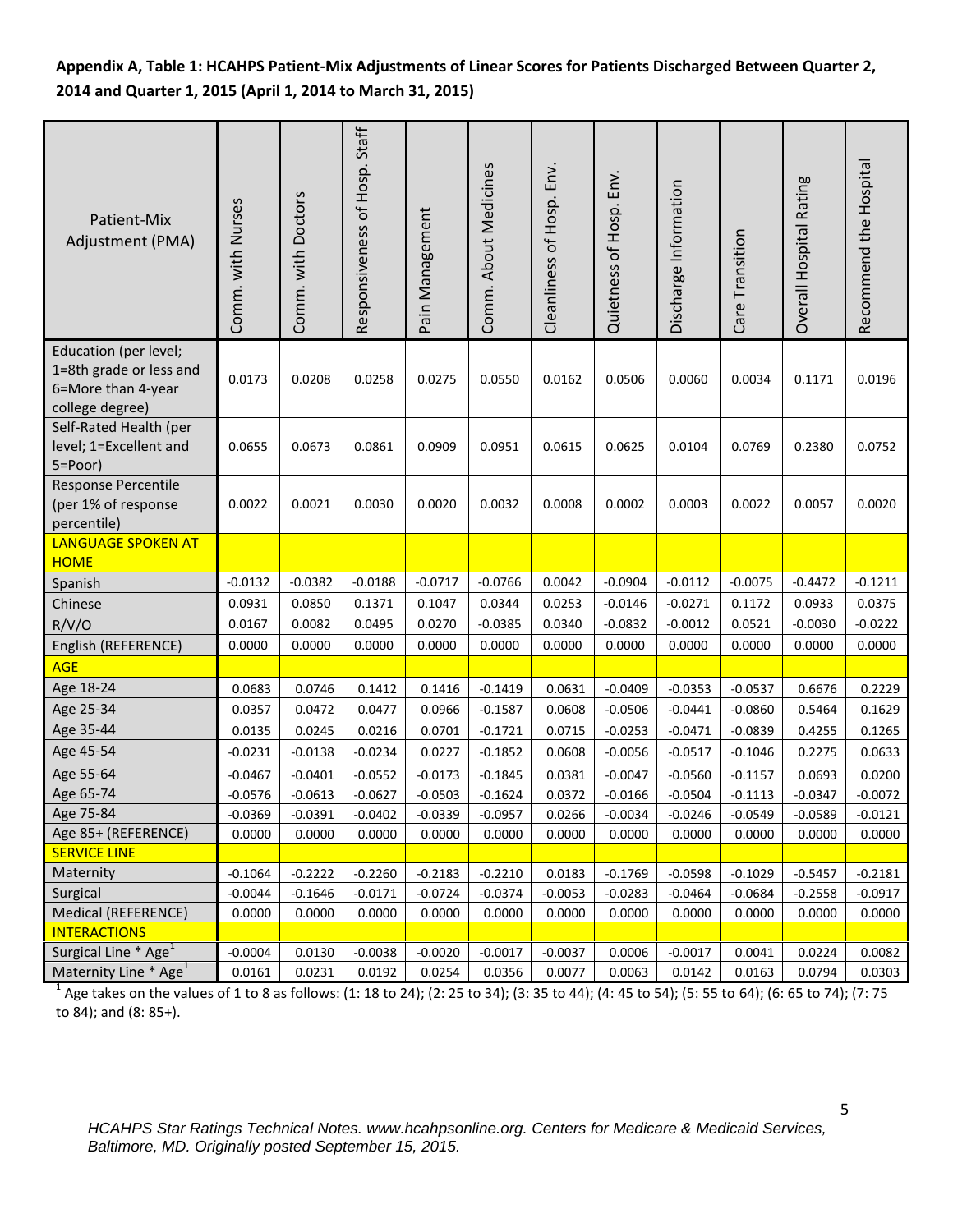**Appendix A, Table 1: HCAHPS Patient-Mix Adjustments of Linear Scores for Patients Discharged Between Quarter 2, 2014 and Quarter 1, 2015 (April 1, 2014 to March 31, 2015)**

| Patient-Mix Adjustment (PMA) | Comm. with Nurses | Comm. with Doctors | Responsiveness of Hosp. Staff | Pain Management | Comm. About Medicines | Cleanliness of Hosp. Env. | Quietness of Hosp. Env. | Discharge Information | Care Transition | Overall Hospital Rating | Recommend the Hospital |
|---|---|---|---|---|---|---|---|---|---|---|---|
| Education (per level; 1=8th grade or less and 6=More than 4-year college degree) | 0.0173 | 0.0208 | 0.0258 | 0.0275 | 0.0550 | 0.0162 | 0.0506 | 0.0060 | 0.0034 | 0.1171 | 0.0196 |
| Self-Rated Health (per level; 1=Excellent and 5=Poor) | 0.0655 | 0.0673 | 0.0861 | 0.0909 | 0.0951 | 0.0615 | 0.0625 | 0.0104 | 0.0769 | 0.2380 | 0.0752 |
| Response Percentile (per 1% of response percentile) | 0.0022 | 0.0021 | 0.0030 | 0.0020 | 0.0032 | 0.0008 | 0.0002 | 0.0003 | 0.0022 | 0.0057 | 0.0020 |
| LANGUAGE SPOKEN AT HOME | | | | | | | | | | | |
| Spanish | -0.0132 | -0.0382 | -0.0188 | -0.0717 | -0.0766 | 0.0042 | -0.0904 | -0.0112 | -0.0075 | -0.4472 | -0.1211 |
| Chinese | 0.0931 | 0.0850 | 0.1371 | 0.1047 | 0.0344 | 0.0253 | -0.0146 | -0.0271 | 0.1172 | 0.0933 | 0.0375 |
| R/V/O | 0.0167 | 0.0082 | 0.0495 | 0.0270 | -0.0385 | 0.0340 | -0.0832 | -0.0012 | 0.0521 | -0.0030 | -0.0222 |
| English (REFERENCE) | 0.0000 | 0.0000 | 0.0000 | 0.0000 | 0.0000 | 0.0000 | 0.0000 | 0.0000 | 0.0000 | 0.0000 | 0.0000 |
| AGE | | | | | | | | | | | |
| Age 18-24 | 0.0683 | 0.0746 | 0.1412 | 0.1416 | -0.1419 | 0.0631 | -0.0409 | -0.0353 | -0.0537 | 0.6676 | 0.2229 |
| Age 25-34 | 0.0357 | 0.0472 | 0.0477 | 0.0966 | -0.1587 | 0.0608 | -0.0506 | -0.0441 | -0.0860 | 0.5464 | 0.1629 |
| Age 35-44 | 0.0135 | 0.0245 | 0.0216 | 0.0701 | -0.1721 | 0.0715 | -0.0253 | -0.0471 | -0.0839 | 0.4255 | 0.1265 |
| Age 45-54 | -0.0231 | -0.0138 | -0.0234 | 0.0227 | -0.1852 | 0.0608 | -0.0056 | -0.0517 | -0.1046 | 0.2275 | 0.0633 |
| Age 55-64 | -0.0467 | -0.0401 | -0.0552 | -0.0173 | -0.1845 | 0.0381 | -0.0047 | -0.0560 | -0.1157 | 0.0693 | 0.0200 |
| Age 65-74 | -0.0576 | -0.0613 | -0.0627 | -0.0503 | -0.1624 | 0.0372 | -0.0166 | -0.0504 | -0.1113 | -0.0347 | -0.0072 |
| Age 75-84 | -0.0369 | -0.0391 | -0.0402 | -0.0339 | -0.0957 | 0.0266 | -0.0034 | -0.0246 | -0.0549 | -0.0589 | -0.0121 |
| Age 85+ (REFERENCE) | 0.0000 | 0.0000 | 0.0000 | 0.0000 | 0.0000 | 0.0000 | 0.0000 | 0.0000 | 0.0000 | 0.0000 | 0.0000 |
| SERVICE LINE | | | | | | | | | | | |
| Maternity | -0.1064 | -0.2222 | -0.2260 | -0.2183 | -0.2210 | 0.0183 | -0.1769 | -0.0598 | -0.1029 | -0.5457 | -0.2181 |
| Surgical | -0.0044 | -0.1646 | -0.0171 | -0.0724 | -0.0374 | -0.0053 | -0.0283 | -0.0464 | -0.0684 | -0.2558 | -0.0917 |
| Medical (REFERENCE) | 0.0000 | 0.0000 | 0.0000 | 0.0000 | 0.0000 | 0.0000 | 0.0000 | 0.0000 | 0.0000 | 0.0000 | 0.0000 |
| INTERACTIONS | | | | | | | | | | | |
| Surgical Line * Age[1] | -0.0004 | 0.0130 | -0.0038 | -0.0020 | -0.0017 | -0.0037 | 0.0006 | -0.0017 | 0.0041 | 0.0224 | 0.0082 |
| Maternity Line * Age[1] | 0.0161 | 0.0231 | 0.0192 | 0.0254 | 0.0356 | 0.0077 | 0.0063 | 0.0142 | 0.0163 | 0.0794 | 0.0303 |

[1] Age takes on the values of 1 to 8 as follows: (1: 18 to 24); (2: 25 to 34); (3: 35 to 44); (4: 45 to 54); (5: 55 to 64); (6: 65 to 74); (7: 75 to 84); and (8: 85+).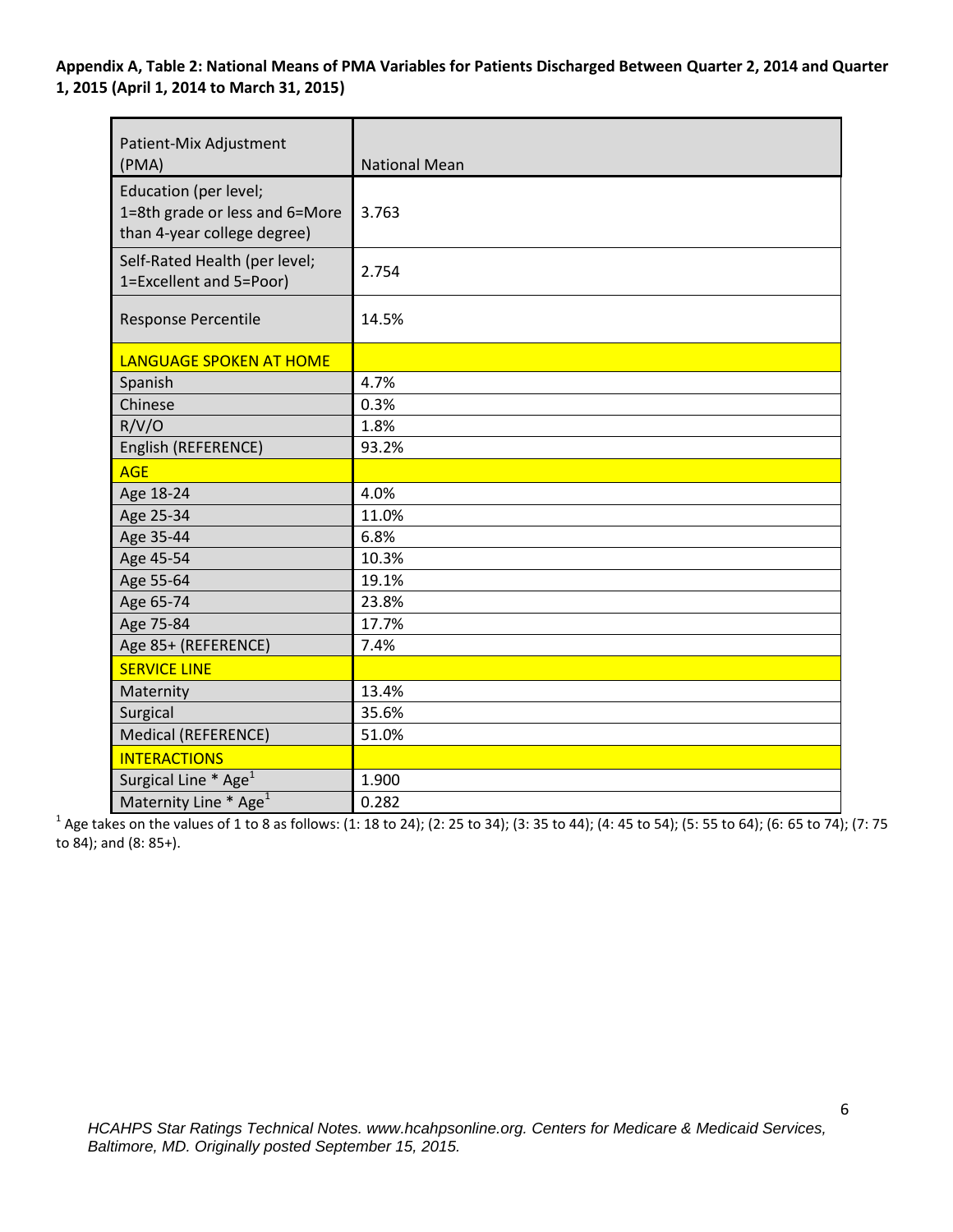**Appendix A, Table 2: National Means of PMA Variables for Patients Discharged Between Quarter 2, 2014 and Quarter 1, 2015 (April 1, 2014 to March 31, 2015)**

| Patient-Mix Adjustment (PMA) | National Mean |
|---|---|
| Education (per level; 1=8th grade or less and 6=More than 4-year college degree) | 3.763 |
| Self-Rated Health (per level; 1=Excellent and 5=Poor) | 2.754 |
| Response Percentile | 14.5% |
| LANGUAGE SPOKEN AT HOME | |
| Spanish | 4.7% |
| Chinese | 0.3% |
| R/V/O | 1.8% |
| English (REFERENCE) | 93.2% |
| AGE | |
| Age 18-24 | 4.0% |
| Age 25-34 | 11.0% |
| Age 35-44 | 6.8% |
| Age 45-54 | 10.3% |
| Age 55-64 | 19.1% |
| Age 65-74 | 23.8% |
| Age 75-84 | 17.7% |
| Age 85+ (REFERENCE) | 7.4% |
| SERVICE LINE | |
| Maternity | 13.4% |
| Surgical | 35.6% |
| Medical (REFERENCE) | 51.0% |
| INTERACTIONS | |
| Surgical Line * Age[1] | 1.900 |
| Maternity Line * Age[1] | 0.282 |

[1] Age takes on the values of 1 to 8 as follows: (1: 18 to 24); (2: 25 to 34); (3: 35 to 44); (4: 45 to 54); (5: 55 to 64); (6: 65 to 74); (7: 75 to 84); and (8: 85+).

*HCAHPS Star Ratings Technical Notes. www.hcahpsonline.org. Centers for Medicare & Medicaid Services, Baltimore, MD. Originally posted September 15, 2015.*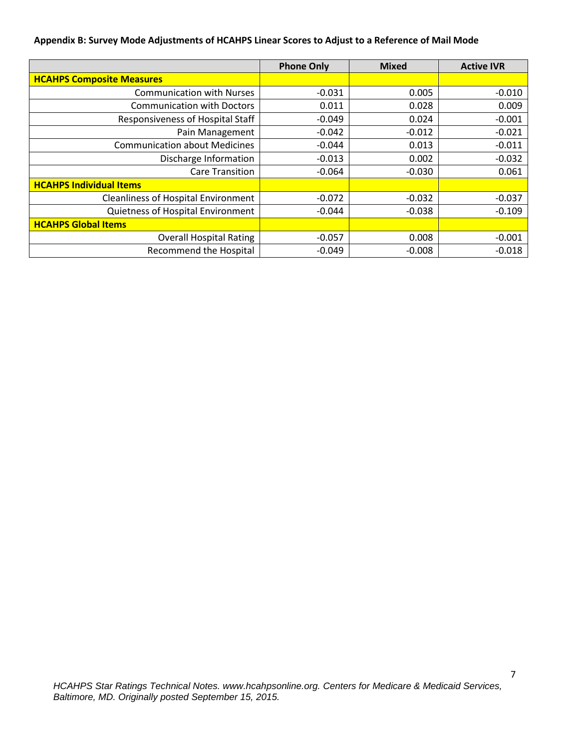**Appendix B: Survey Mode Adjustments of HCAHPS Linear Scores to Adjust to a Reference of Mail Mode**

| | Phone Only | Mixed | Active IVR |
|---|---|---|---|
| **HCAHPS Composite Measures** | | | |
| Communication with Nurses | -0.031 | 0.005 | -0.010 |
| Communication with Doctors | 0.011 | 0.028 | 0.009 |
| Responsiveness of Hospital Staff | -0.049 | 0.024 | -0.001 |
| Pain Management | -0.042 | -0.012 | -0.021 |
| Communication about Medicines | -0.044 | 0.013 | -0.011 |
| Discharge Information | -0.013 | 0.002 | -0.032 |
| Care Transition | -0.064 | -0.030 | 0.061 |
| **HCAHPS Individual Items** | | | |
| Cleanliness of Hospital Environment | -0.072 | -0.032 | -0.037 |
| Quietness of Hospital Environment | -0.044 | -0.038 | -0.109 |
| **HCAHPS Global Items** | | | |
| Overall Hospital Rating | -0.057 | 0.008 | -0.001 |
| Recommend the Hospital | -0.049 | -0.008 | -0.018 |

*HCAHPS Star Ratings Technical Notes. www.hcahpsonline.org. Centers for Medicare & Medicaid Services, Baltimore, MD. Originally posted September 15, 2015.*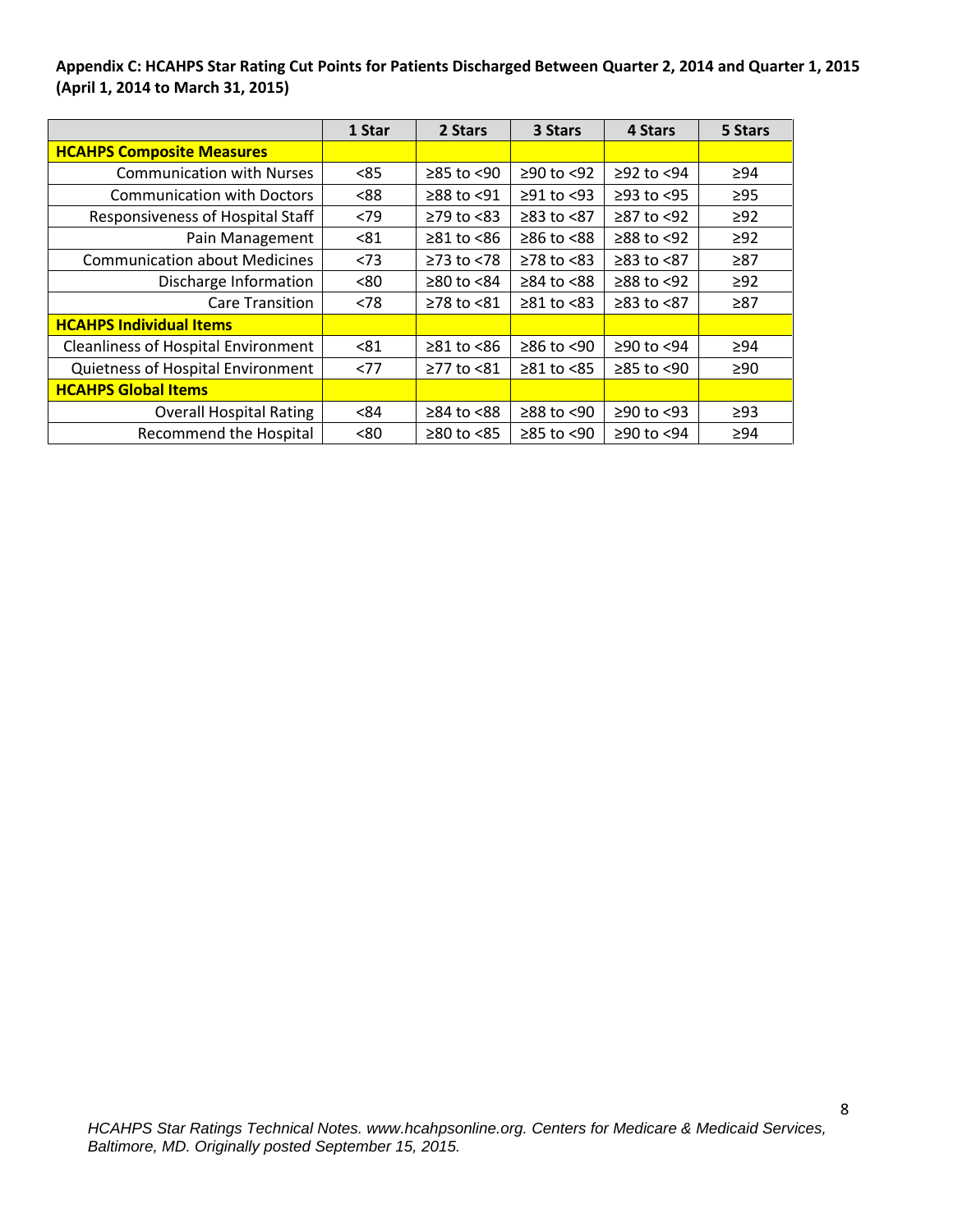**Appendix C: HCAHPS Star Rating Cut Points for Patients Discharged Between Quarter 2, 2014 and Quarter 1, 2015 (April 1, 2014 to March 31, 2015)**

| | 1 Star | 2 Stars | 3 Stars | 4 Stars | 5 Stars |
|---|---|---|---|---|---|
| **HCAHPS Composite Measures** | | | | | |
| Communication with Nurses | <85 | ≥85 to <90 | ≥90 to <92 | ≥92 to <94 | ≥94 |
| Communication with Doctors | <88 | ≥88 to <91 | ≥91 to <93 | ≥93 to <95 | ≥95 |
| Responsiveness of Hospital Staff | <79 | ≥79 to <83 | ≥83 to <87 | ≥87 to <92 | ≥92 |
| Pain Management | <81 | ≥81 to <86 | ≥86 to <88 | ≥88 to <92 | ≥92 |
| Communication about Medicines | <73 | ≥73 to <78 | ≥78 to <83 | ≥83 to <87 | ≥87 |
| Discharge Information | <80 | ≥80 to <84 | ≥84 to <88 | ≥88 to <92 | ≥92 |
| Care Transition | <78 | ≥78 to <81 | ≥81 to <83 | ≥83 to <87 | ≥87 |
| **HCAHPS Individual Items** | | | | | |
| Cleanliness of Hospital Environment | <81 | ≥81 to <86 | ≥86 to <90 | ≥90 to <94 | ≥94 |
| Quietness of Hospital Environment | <77 | ≥77 to <81 | ≥81 to <85 | ≥85 to <90 | ≥90 |
| **HCAHPS Global Items** | | | | | |
| Overall Hospital Rating | <84 | ≥84 to <88 | ≥88 to <90 | ≥90 to <93 | ≥93 |
| Recommend the Hospital | <80 | ≥80 to <85 | ≥85 to <90 | ≥90 to <94 | ≥94 |

*HCAHPS Star Ratings Technical Notes. www.hcahpsonline.org. Centers for Medicare & Medicaid Services, Baltimore, MD. Originally posted September 15, 2015.*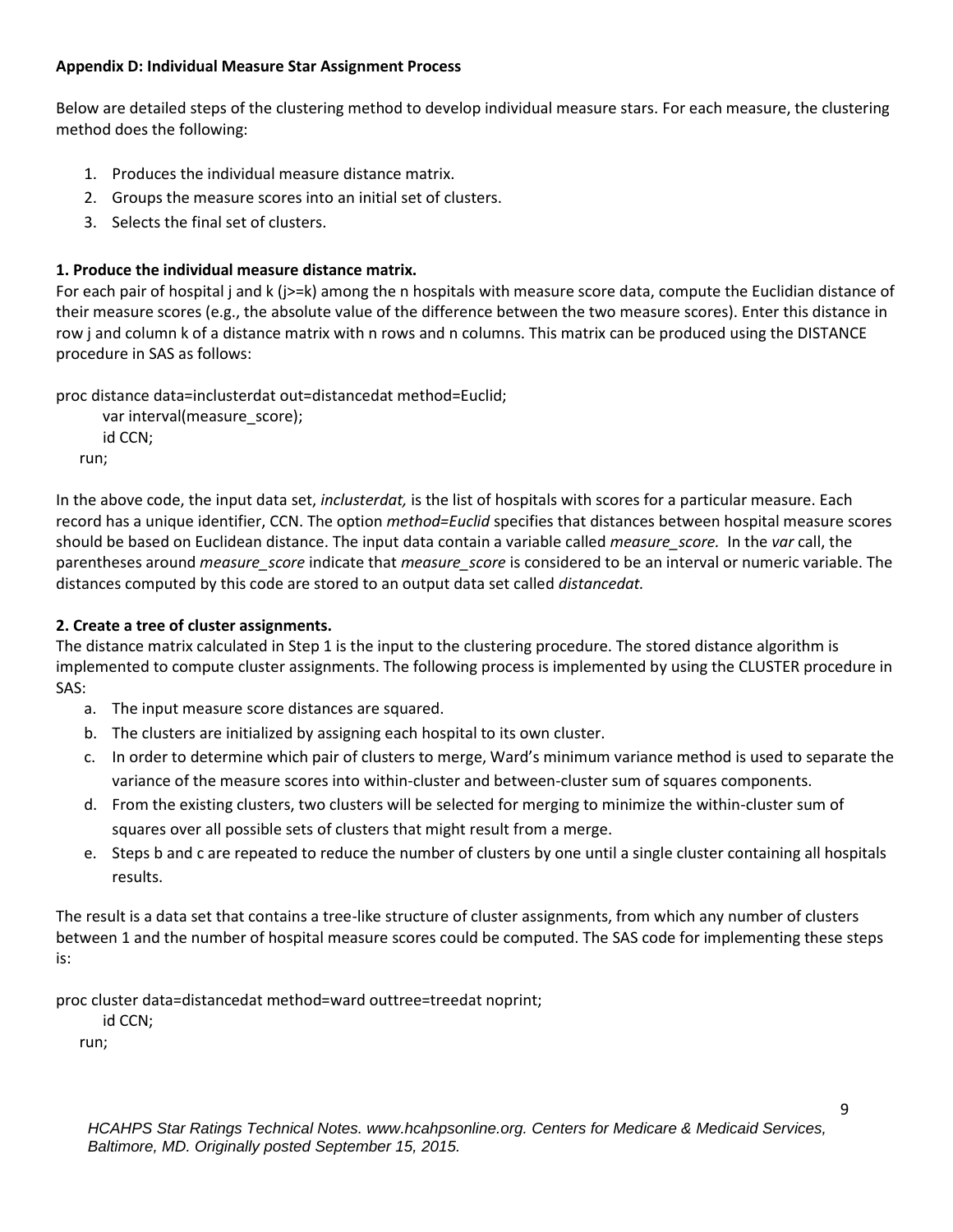**Appendix D: Individual Measure Star Assignment Process**

Below are detailed steps of the clustering method to develop individual measure stars. For each measure, the clustering method does the following:

1. Produces the individual measure distance matrix.
2. Groups the measure scores into an initial set of clusters.
3. Selects the final set of clusters.

**1. Produce the individual measure distance matrix.**

For each pair of hospital j and k (j>=k) among the n hospitals with measure score data, compute the Euclidian distance of their measure scores (e.g., the absolute value of the difference between the two measure scores). Enter this distance in row j and column k of a distance matrix with n rows and n columns. This matrix can be produced using the DISTANCE procedure in SAS as follows:

```
proc distance data=inclusterdat out=distancedat method=Euclid;
      var interval(measure_score);
      id CCN;
   run;
```

In the above code, the input data set, *inclusterdat,* is the list of hospitals with scores for a particular measure. Each record has a unique identifier, CCN. The option *method=Euclid* specifies that distances between hospital measure scores should be based on Euclidean distance. The input data contain a variable called *measure_score.* In the *var* call, the parentheses around *measure_score* indicate that *measure_score* is considered to be an interval or numeric variable. The distances computed by this code are stored to an output data set called *distancedat.*

**2. Create a tree of cluster assignments.**

The distance matrix calculated in Step 1 is the input to the clustering procedure. The stored distance algorithm is implemented to compute cluster assignments. The following process is implemented by using the CLUSTER procedure in SAS:

a. The input measure score distances are squared.
b. The clusters are initialized by assigning each hospital to its own cluster.
c. In order to determine which pair of clusters to merge, Ward's minimum variance method is used to separate the variance of the measure scores into within-cluster and between-cluster sum of squares components.
d. From the existing clusters, two clusters will be selected for merging to minimize the within-cluster sum of squares over all possible sets of clusters that might result from a merge.
e. Steps b and c are repeated to reduce the number of clusters by one until a single cluster containing all hospitals results.

The result is a data set that contains a tree-like structure of cluster assignments, from which any number of clusters between 1 and the number of hospital measure scores could be computed. The SAS code for implementing these steps is:

```
proc cluster data=distancedat method=ward outtree=treedat noprint;
      id CCN;
   run;
```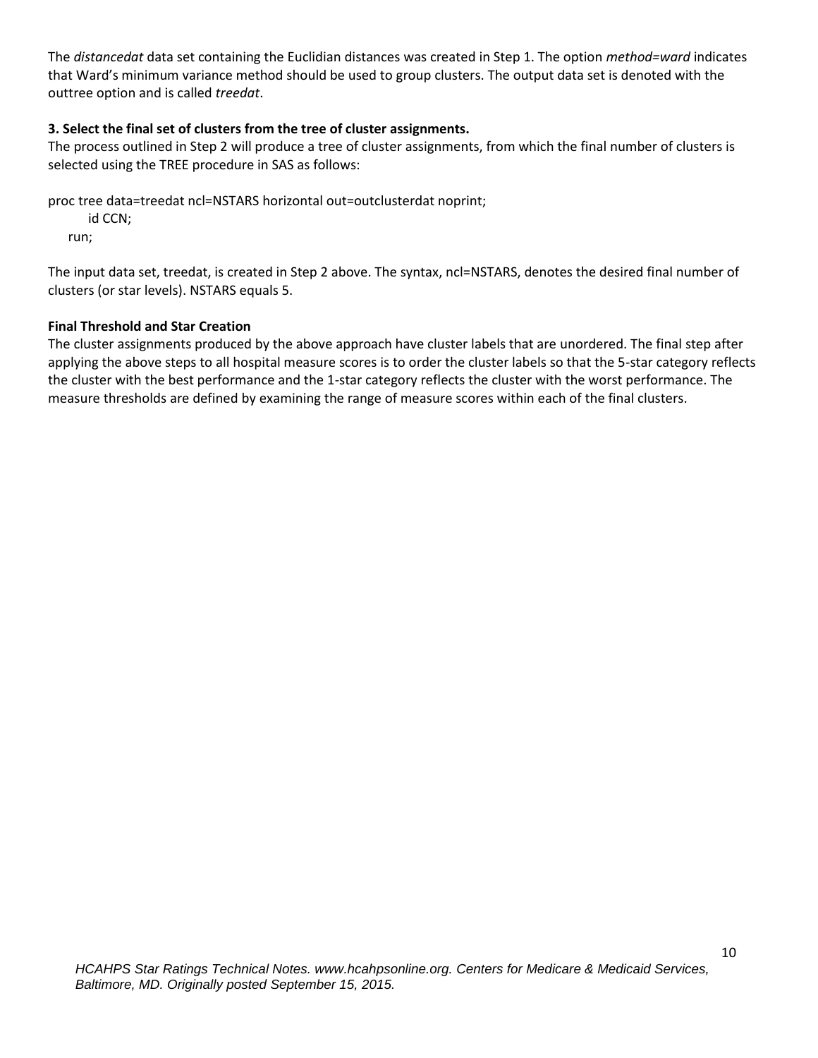The *distancedat* data set containing the Euclidian distances was created in Step 1. The option *method=ward* indicates that Ward's minimum variance method should be used to group clusters. The output data set is denoted with the outtree option and is called *treedat*.

**3. Select the final set of clusters from the tree of cluster assignments.**

The process outlined in Step 2 will produce a tree of cluster assignments, from which the final number of clusters is selected using the TREE procedure in SAS as follows:

```
proc tree data=treedat ncl=NSTARS horizontal out=outclusterdat noprint;
      id CCN;
   run;
```

The input data set, treedat, is created in Step 2 above. The syntax, ncl=NSTARS, denotes the desired final number of clusters (or star levels). NSTARS equals 5.

**Final Threshold and Star Creation**

The cluster assignments produced by the above approach have cluster labels that are unordered. The final step after applying the above steps to all hospital measure scores is to order the cluster labels so that the 5-star category reflects the cluster with the best performance and the 1-star category reflects the cluster with the worst performance. The measure thresholds are defined by examining the range of measure scores within each of the final clusters.

*HCAHPS Star Ratings Technical Notes. www.hcahpsonline.org. Centers for Medicare & Medicaid Services, Baltimore, MD. Originally posted September 15, 2015.*